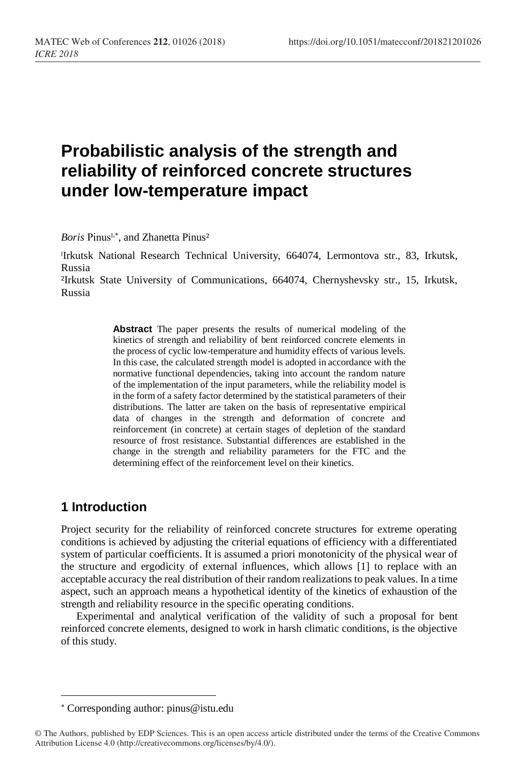# Probabilistic analysis of the strength and reliability of reinforced concrete structures under low-temperature impact

*Boris* Pinus[1,*], and Zhanetta Pinus[2]

[1]Irkutsk National Research Technical University, 664074, Lermontova str., 83, Irkutsk, Russia

[2]Irkutsk State University of Communications, 664074, Chernyshevsky str., 15, Irkutsk, Russia

**Abstract** The paper presents the results of numerical modeling of the kinetics of strength and reliability of bent reinforced concrete elements in the process of cyclic low-temperature and humidity effects of various levels. In this case, the calculated strength model is adopted in accordance with the normative functional dependencies, taking into account the random nature of the implementation of the input parameters, while the reliability model is in the form of a safety factor determined by the statistical parameters of their distributions. The latter are taken on the basis of representative empirical data of changes in the strength and deformation of concrete and reinforcement (in concrete) at certain stages of depletion of the standard resource of frost resistance. Substantial differences are established in the change in the strength and reliability parameters for the FTC and the determining effect of the reinforcement level on their kinetics.

## 1 Introduction

Project security for the reliability of reinforced concrete structures for extreme operating conditions is achieved by adjusting the criterial equations of efficiency with a differentiated system of particular coefficients. It is assumed a priori monotonicity of the physical wear of the structure and ergodicity of external influences, which allows [1] to replace with an acceptable accuracy the real distribution of their random realizations to peak values. In a time aspect, such an approach means a hypothetical identity of the kinetics of exhaustion of the strength and reliability resource in the specific operating conditions.

Experimental and analytical verification of the validity of such a proposal for bent reinforced concrete elements, designed to work in harsh climatic conditions, is the objective of this study.

* Corresponding author: pinus@istu.edu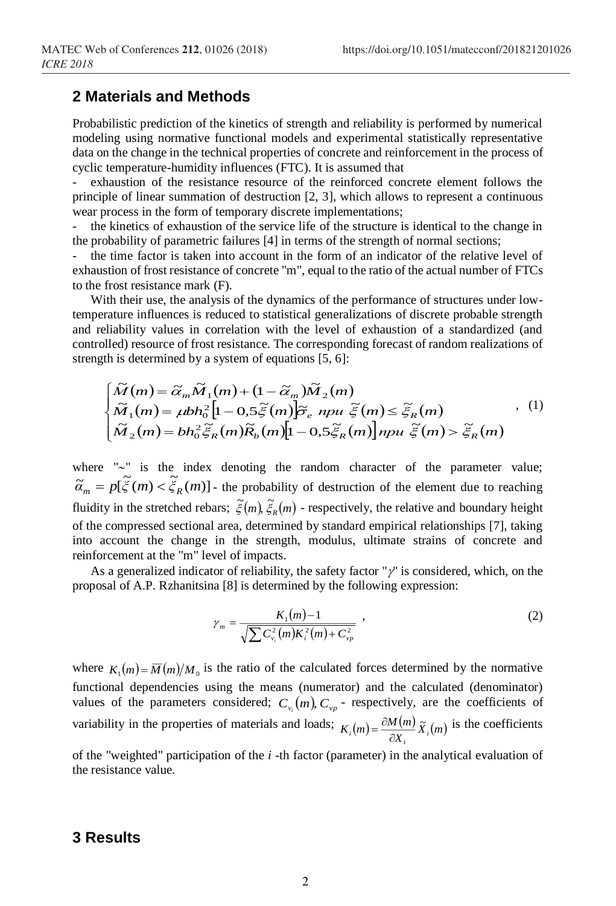## 2 Materials and Methods

Probabilistic prediction of the kinetics of strength and reliability is performed by numerical modeling using normative functional models and experimental statistically representative data on the change in the technical properties of concrete and reinforcement in the process of cyclic temperature-humidity influences (FTC). It is assumed that

- exhaustion of the resistance resource of the reinforced concrete element follows the principle of linear summation of destruction [2, 3], which allows to represent a continuous wear process in the form of temporary discrete implementations;
- the kinetics of exhaustion of the service life of the structure is identical to the change in the probability of parametric failures [4] in terms of the strength of normal sections;
- the time factor is taken into account in the form of an indicator of the relative level of exhaustion of frost resistance of concrete "m", equal to the ratio of the actual number of FTCs to the frost resistance mark (F).

With their use, the analysis of the dynamics of the performance of structures under low-temperature influences is reduced to statistical generalizations of discrete probable strength and reliability values in correlation with the level of exhaustion of a standardized (and controlled) resource of frost resistance. The corresponding forecast of random realizations of strength is determined by a system of equations [5, 6]:

$$\begin{cases} \tilde{M}(m) = \tilde{\alpha}_m \tilde{M}_1(m) + (1 - \tilde{\alpha}_m)\tilde{M}_2(m) \\ \tilde{M}_1(m) = \mu b h_0^2 \left[1 - 0{,}5\tilde{\xi}(m)\right]\tilde{\sigma}_e \ npu \ \tilde{\xi}(m) \le \tilde{\xi}_R(m) \\ \tilde{M}_2(m) = b h_0^2 \tilde{\xi}_R(m) \tilde{R}_b(m)\left[1 - 0{,}5\tilde{\xi}_R(m)\right] npu \ \tilde{\xi}(m) > \tilde{\xi}_R(m) \end{cases}, \quad (1)$$

where "~" is the index denoting the random character of the parameter value; $\tilde{\alpha}_m = p[\tilde{\xi}(m) < \tilde{\xi}_R(m)]$ - the probability of destruction of the element due to reaching fluidity in the stretched rebars; $\tilde{\xi}(m), \tilde{\xi}_R(m)$ - respectively, the relative and boundary height of the compressed sectional area, determined by standard empirical relationships [7], taking into account the change in the strength, modulus, ultimate strains of concrete and reinforcement at the "m" level of impacts.

As a generalized indicator of reliability, the safety factor "$\gamma$" is considered, which, on the proposal of A.P. Rzhanitsina [8] is determined by the following expression:

$$\gamma_m = \frac{K_1(m) - 1}{\sqrt{\sum C_{v_i}^2(m) K_i^2(m) + C_{vp}^2}}, \quad (2)$$

where $K_1(m) = \overline{M}(m)/M_0$ is the ratio of the calculated forces determined by the normative functional dependencies using the means (numerator) and the calculated (denominator) values of the parameters considered; $C_{v_i}(m), C_{vp}$ - respectively, are the coefficients of variability in the properties of materials and loads; $K_i(m) = \frac{\partial M(m)}{\partial X_i}\tilde{X}_i(m)$ is the coefficients of the "weighted" participation of the *i* -th factor (parameter) in the analytical evaluation of the resistance value.

## 3 Results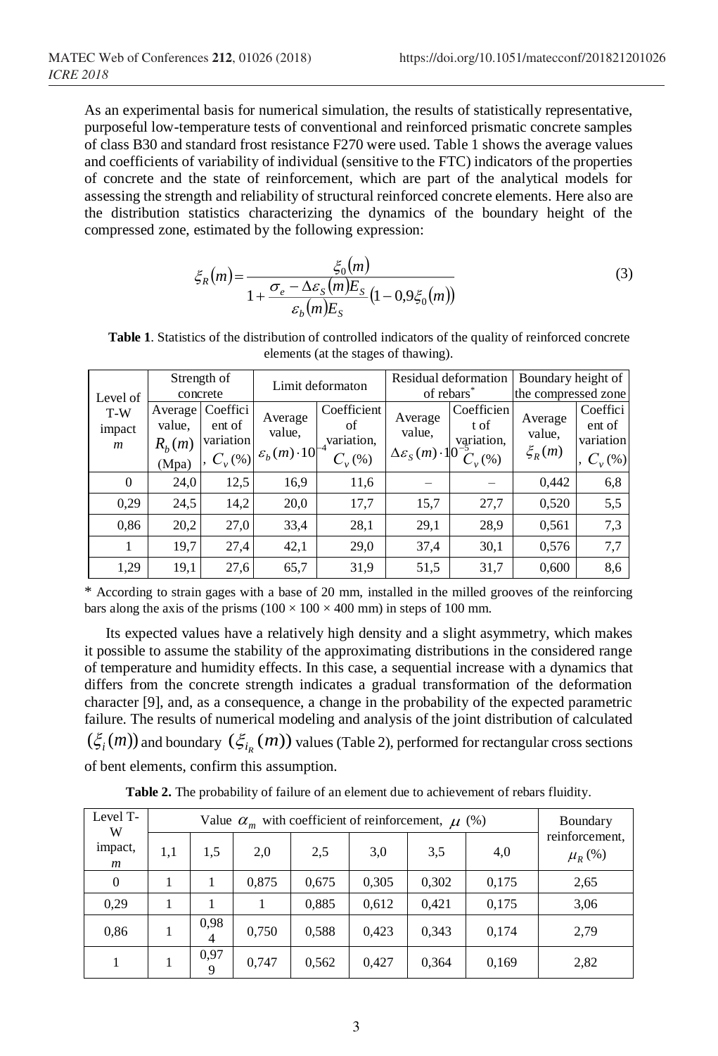As an experimental basis for numerical simulation, the results of statistically representative, purposeful low-temperature tests of conventional and reinforced prismatic concrete samples of class B30 and standard frost resistance F270 were used. Table 1 shows the average values and coefficients of variability of individual (sensitive to the FTC) indicators of the properties of concrete and the state of reinforcement, which are part of the analytical models for assessing the strength and reliability of structural reinforced concrete elements. Here also are the distribution statistics characterizing the dynamics of the boundary height of the compressed zone, estimated by the following expression:

$$\xi_R(m) = \frac{\xi_0(m)}{1 + \frac{\sigma_e - \Delta\varepsilon_S(m)E_S}{\varepsilon_b(m)E_S}\left(1 - 0{,}9\xi_0(m)\right)} \tag{3}$$

**Table 1**. Statistics of the distribution of controlled indicators of the quality of reinforced concrete elements (at the stages of thawing).

| Level of T-W impact $m$ | Strength of concrete | | Limit deformaton | | Residual deformation of rebars* | | Boundary height of the compressed zone | |
|---|---|---|---|---|---|---|---|---|
| | Average value, $R_b(m)$ (Mpa) | Coefficient of variation, $C_v$ (%) | Average value, $\varepsilon_b(m)\cdot 10^{-4}$ | Coefficient of variation, $C_v$ (%) | Average value, $\Delta\varepsilon_S(m)\cdot 10^{-5}$ | Coefficient of variation, $C_v$ (%) | Average value, $\xi_R(m)$ | Coefficient of variation, $C_v$ (%) |
| 0 | 24,0 | 12,5 | 16,9 | 11,6 | – | – | 0,442 | 6,8 |
| 0,29 | 24,5 | 14,2 | 20,0 | 17,7 | 15,7 | 27,7 | 0,520 | 5,5 |
| 0,86 | 20,2 | 27,0 | 33,4 | 28,1 | 29,1 | 28,9 | 0,561 | 7,3 |
| 1 | 19,7 | 27,4 | 42,1 | 29,0 | 37,4 | 30,1 | 0,576 | 7,7 |
| 1,29 | 19,1 | 27,6 | 65,7 | 31,9 | 51,5 | 31,7 | 0,600 | 8,6 |

\* According to strain gages with a base of 20 mm, installed in the milled grooves of the reinforcing bars along the axis of the prisms (100 × 100 × 400 mm) in steps of 100 mm.

Its expected values have a relatively high density and a slight asymmetry, which makes it possible to assume the stability of the approximating distributions in the considered range of temperature and humidity effects. In this case, a sequential increase with a dynamics that differs from the concrete strength indicates a gradual transformation of the deformation character [9], and, as a consequence, a change in the probability of the expected parametric failure. The results of numerical modeling and analysis of the joint distribution of calculated $(\xi_i(m))$ and boundary $(\xi_{i_R}(m))$ values (Table 2), performed for rectangular cross sections of bent elements, confirm this assumption.

**Table 2.** The probability of failure of an element due to achievement of rebars fluidity.

| Level T-W impact, $m$ | Value $\alpha_m$ with coefficient of reinforcement, $\mu$ (%) | | | | | | | Boundary reinforcement, $\mu_R$ (%) |
|---|---|---|---|---|---|---|---|---|
| | 1,1 | 1,5 | 2,0 | 2,5 | 3,0 | 3,5 | 4,0 | |
| 0 | 1 | 1 | 0,875 | 0,675 | 0,305 | 0,302 | 0,175 | 2,65 |
| 0,29 | 1 | 1 | 1 | 0,885 | 0,612 | 0,421 | 0,175 | 3,06 |
| 0,86 | 1 | 0,984 | 0,750 | 0,588 | 0,423 | 0,343 | 0,174 | 2,79 |
| 1 | 1 | 0,979 | 0,747 | 0,562 | 0,427 | 0,364 | 0,169 | 2,82 |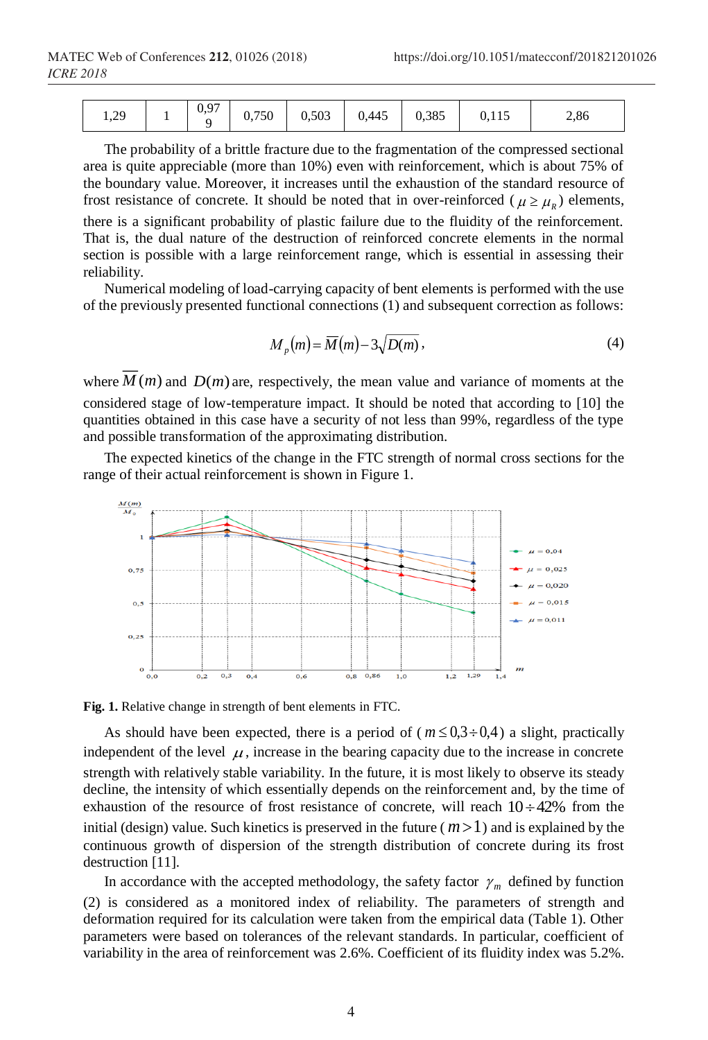| 1,29 | 1 | 0,979 | 0,750 | 0,503 | 0,445 | 0,385 | 0,115 | 2,86 |
|---|---|---|---|---|---|---|---|---|

The probability of a brittle fracture due to the fragmentation of the compressed sectional area is quite appreciable (more than 10%) even with reinforcement, which is about 75% of the boundary value. Moreover, it increases until the exhaustion of the standard resource of frost resistance of concrete. It should be noted that in over-reinforced ($\mu \geq \mu_R$) elements, there is a significant probability of plastic failure due to the fluidity of the reinforcement. That is, the dual nature of the destruction of reinforced concrete elements in the normal section is possible with a large reinforcement range, which is essential in assessing their reliability.

Numerical modeling of load-carrying capacity of bent elements is performed with the use of the previously presented functional connections (1) and subsequent correction as follows:

$$M_p(m) = \overline{M}(m) - 3\sqrt{D(m)}, \tag{4}$$

where $\overline{M}(m)$ and $D(m)$ are, respectively, the mean value and variance of moments at the considered stage of low-temperature impact. It should be noted that according to [10] the quantities obtained in this case have a security of not less than 99%, regardless of the type and possible transformation of the approximating distribution.

The expected kinetics of the change in the FTC strength of normal cross sections for the range of their actual reinforcement is shown in Figure 1.

**Fig. 1.** Relative change in strength of bent elements in FTC.

As should have been expected, there is a period of ($m \leq 0{,}3 \div 0{,}4$) a slight, practically independent of the level $\mu$, increase in the bearing capacity due to the increase in concrete strength with relatively stable variability. In the future, it is most likely to observe its steady decline, the intensity of which essentially depends on the reinforcement and, by the time of exhaustion of the resource of frost resistance of concrete, will reach $10 \div 42\%$ from the initial (design) value. Such kinetics is preserved in the future ($m > 1$) and is explained by the continuous growth of dispersion of the strength distribution of concrete during its frost destruction [11].

In accordance with the accepted methodology, the safety factor $\gamma_m$ defined by function (2) is considered as a monitored index of reliability. The parameters of strength and deformation required for its calculation were taken from the empirical data (Table 1). Other parameters were based on tolerances of the relevant standards. In particular, coefficient of variability in the area of reinforcement was 2.6%. Coefficient of its fluidity index was 5.2%.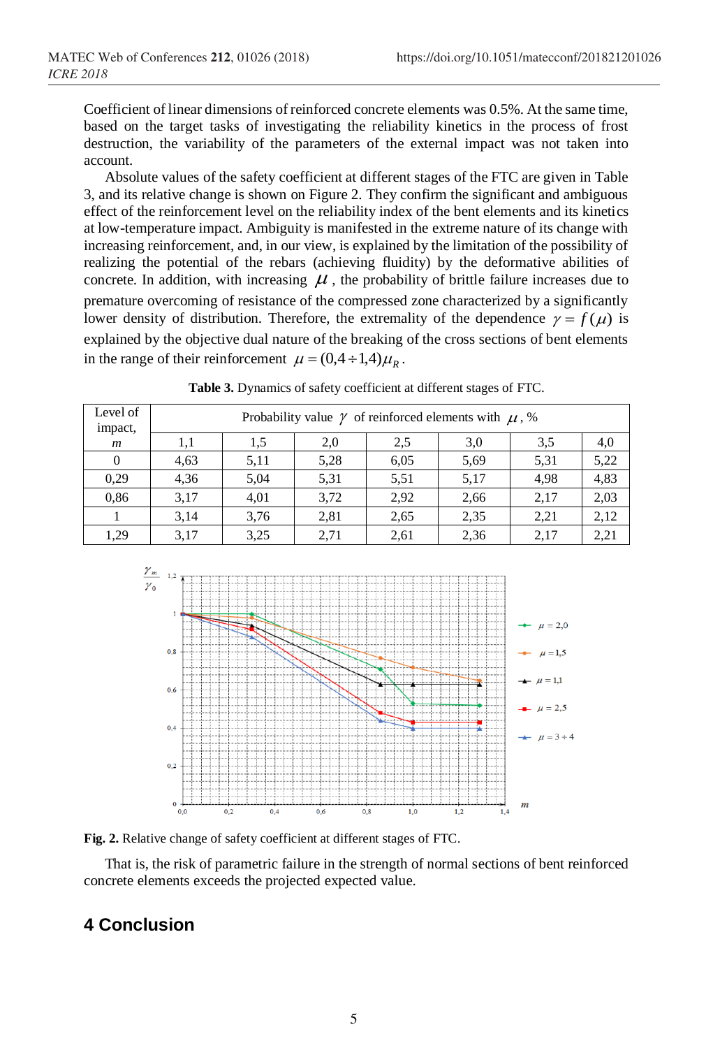Coefficient of linear dimensions of reinforced concrete elements was 0.5%. At the same time, based on the target tasks of investigating the reliability kinetics in the process of frost destruction, the variability of the parameters of the external impact was not taken into account.

Absolute values of the safety coefficient at different stages of the FTC are given in Table 3, and its relative change is shown on Figure 2. They confirm the significant and ambiguous effect of the reinforcement level on the reliability index of the bent elements and its kinetics at low-temperature impact. Ambiguity is manifested in the extreme nature of its change with increasing reinforcement, and, in our view, is explained by the limitation of the possibility of realizing the potential of the rebars (achieving fluidity) by the deformative abilities of concrete. In addition, with increasing $\mu$, the probability of brittle failure increases due to premature overcoming of resistance of the compressed zone characterized by a significantly lower density of distribution. Therefore, the extremality of the dependence $\gamma = f(\mu)$ is explained by the objective dual nature of the breaking of the cross sections of bent elements in the range of their reinforcement $\mu = (0{,}4 \div 1{,}4)\mu_R$.

**Table 3.** Dynamics of safety coefficient at different stages of FTC.

| Level of impact, *m* | Probability value $\gamma$ of reinforced elements with $\mu$, % | | | | | | |
|---|---|---|---|---|---|---|---|
| | 1,1 | 1,5 | 2,0 | 2,5 | 3,0 | 3,5 | 4,0 |
| 0 | 4,63 | 5,11 | 5,28 | 6,05 | 5,69 | 5,31 | 5,22 |
| 0,29 | 4,36 | 5,04 | 5,31 | 5,51 | 5,17 | 4,98 | 4,83 |
| 0,86 | 3,17 | 4,01 | 3,72 | 2,92 | 2,66 | 2,17 | 2,03 |
| 1 | 3,14 | 3,76 | 2,81 | 2,65 | 2,35 | 2,21 | 2,12 |
| 1,29 | 3,17 | 3,25 | 2,71 | 2,61 | 2,36 | 2,17 | 2,21 |

**Fig. 2.** Relative change of safety coefficient at different stages of FTC.

That is, the risk of parametric failure in the strength of normal sections of bent reinforced concrete elements exceeds the projected expected value.

## 4 Conclusion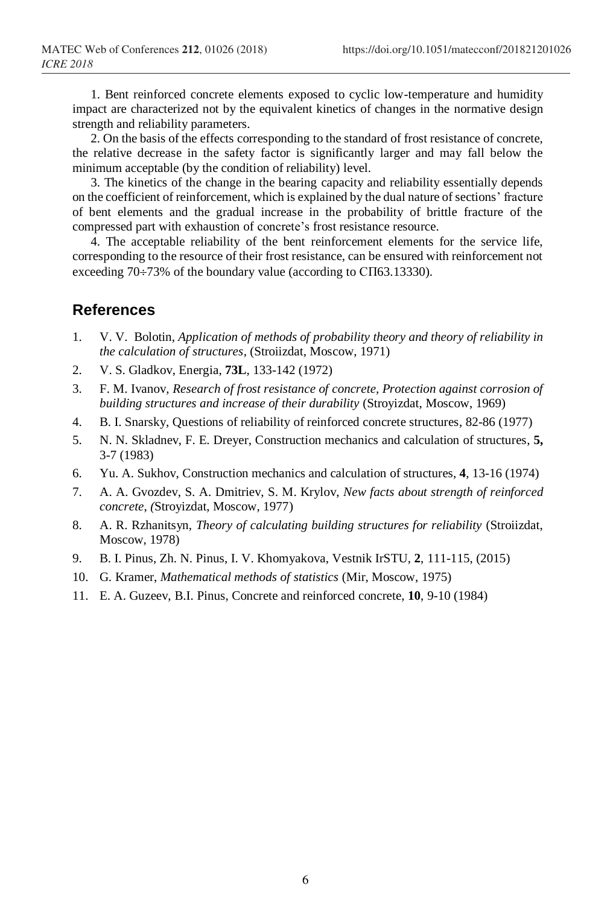1. Bent reinforced concrete elements exposed to cyclic low-temperature and humidity impact are characterized not by the equivalent kinetics of changes in the normative design strength and reliability parameters.

2. On the basis of the effects corresponding to the standard of frost resistance of concrete, the relative decrease in the safety factor is significantly larger and may fall below the minimum acceptable (by the condition of reliability) level.

3. The kinetics of the change in the bearing capacity and reliability essentially depends on the coefficient of reinforcement, which is explained by the dual nature of sections' fracture of bent elements and the gradual increase in the probability of brittle fracture of the compressed part with exhaustion of concrete's frost resistance resource.

4. The acceptable reliability of the bent reinforcement elements for the service life, corresponding to the resource of their frost resistance, can be ensured with reinforcement not exceeding 70÷73% of the boundary value (according to СП63.13330).

## References

1. V. V. Bolotin, *Application of methods of probability theory and theory of reliability in the calculation of structures*, (Stroiizdat, Moscow, 1971)
2. V. S. Gladkov, Energia, **73L**, 133-142 (1972)
3. F. M. Ivanov, *Research of frost resistance of concrete, Protection against corrosion of building structures and increase of their durability* (Stroyizdat, Moscow, 1969)
4. B. I. Snarsky, Questions of reliability of reinforced concrete structures, 82-86 (1977)
5. N. N. Skladnev, F. E. Dreyer, Construction mechanics and calculation of structures, **5,** 3-7 (1983)
6. Yu. A. Sukhov, Construction mechanics and calculation of structures, **4**, 13-16 (1974)
7. A. A. Gvozdev, S. A. Dmitriev, S. M. Krylov, *New facts about strength of reinforced concrete*, *(*Stroyizdat, Moscow, 1977)
8. A. R. Rzhanitsyn, *Theory of calculating building structures for reliability* (Stroiizdat, Moscow, 1978)
9. B. I. Pinus, Zh. N. Pinus, I. V. Khomyakova, Vestnik IrSTU, **2**, 111-115, (2015)
10. G. Kramer, *Mathematical methods of statistics* (Mir, Moscow, 1975)
11. E. A. Guzeev, B.I. Pinus, Concrete and reinforced concrete, **10**, 9-10 (1984)